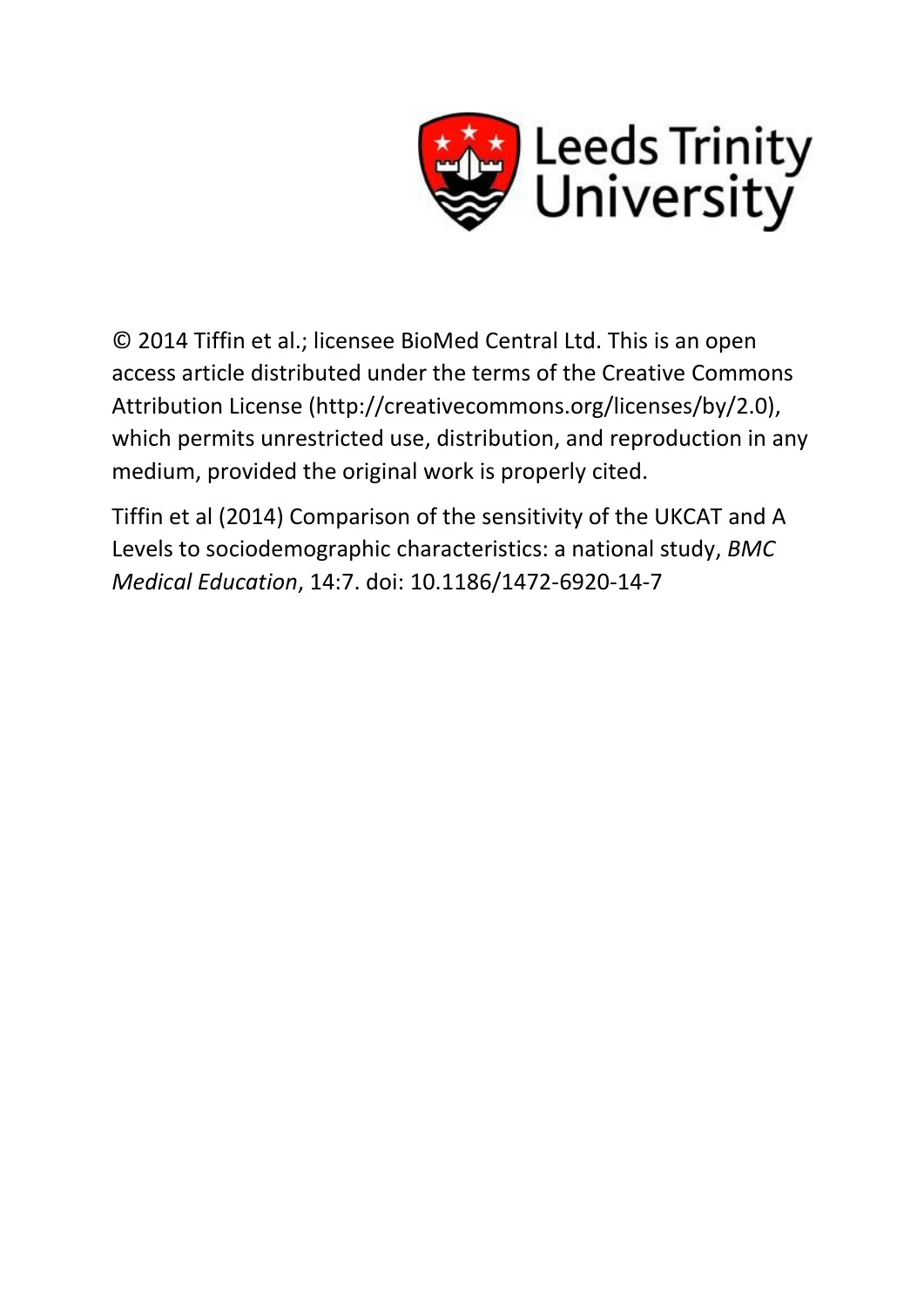Leeds Trinity University

© 2014 Tiffin et al.; licensee BioMed Central Ltd. This is an open access article distributed under the terms of the Creative Commons Attribution License (http://creativecommons.org/licenses/by/2.0), which permits unrestricted use, distribution, and reproduction in any medium, provided the original work is properly cited.

Tiffin et al (2014) Comparison of the sensitivity of the UKCAT and A Levels to sociodemographic characteristics: a national study, *BMC Medical Education*, 14:7. doi: 10.1186/1472-6920-14-7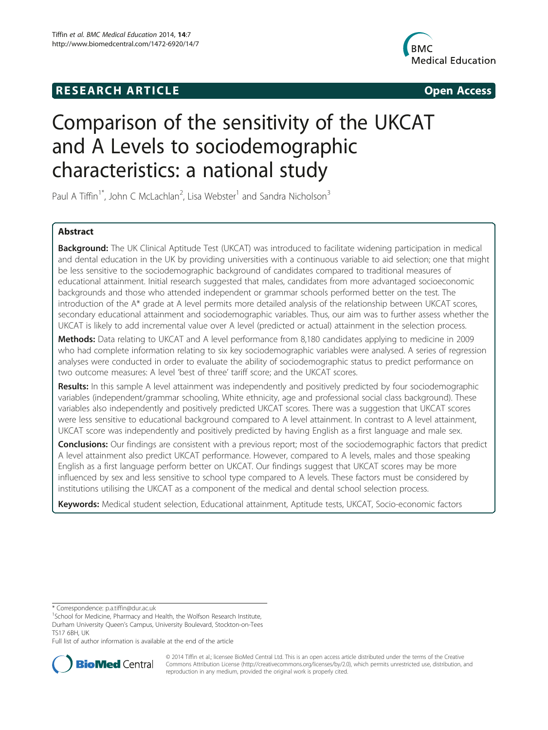# RESEARCH ARTICLE

Open Access

# Comparison of the sensitivity of the UKCAT and A Levels to sociodemographic characteristics: a national study

Paul A Tiffin[1*], John C McLachlan[2], Lisa Webster[1] and Sandra Nicholson[3]

## Abstract

**Background:** The UK Clinical Aptitude Test (UKCAT) was introduced to facilitate widening participation in medical and dental education in the UK by providing universities with a continuous variable to aid selection; one that might be less sensitive to the sociodemographic background of candidates compared to traditional measures of educational attainment. Initial research suggested that males, candidates from more advantaged socioeconomic backgrounds and those who attended independent or grammar schools performed better on the test. The introduction of the A* grade at A level permits more detailed analysis of the relationship between UKCAT scores, secondary educational attainment and sociodemographic variables. Thus, our aim was to further assess whether the UKCAT is likely to add incremental value over A level (predicted or actual) attainment in the selection process.

**Methods:** Data relating to UKCAT and A level performance from 8,180 candidates applying to medicine in 2009 who had complete information relating to six key sociodemographic variables were analysed. A series of regression analyses were conducted in order to evaluate the ability of sociodemographic status to predict performance on two outcome measures: A level 'best of three' tariff score; and the UKCAT scores.

**Results:** In this sample A level attainment was independently and positively predicted by four sociodemographic variables (independent/grammar schooling, White ethnicity, age and professional social class background). These variables also independently and positively predicted UKCAT scores. There was a suggestion that UKCAT scores were less sensitive to educational background compared to A level attainment. In contrast to A level attainment, UKCAT score was independently and positively predicted by having English as a first language and male sex.

**Conclusions:** Our findings are consistent with a previous report; most of the sociodemographic factors that predict A level attainment also predict UKCAT performance. However, compared to A levels, males and those speaking English as a first language perform better on UKCAT. Our findings suggest that UKCAT scores may be more influenced by sex and less sensitive to school type compared to A levels. These factors must be considered by institutions utilising the UKCAT as a component of the medical and dental school selection process.

**Keywords:** Medical student selection, Educational attainment, Aptitude tests, UKCAT, Socio-economic factors

\* Correspondence: p.a.tiffin@dur.ac.uk

[1]School for Medicine, Pharmacy and Health, the Wolfson Research Institute, Durham University Queen's Campus, University Boulevard, Stockton-on-Tees TS17 6BH, UK

Full list of author information is available at the end of the article

© 2014 Tiffin et al.; licensee BioMed Central Ltd. This is an open access article distributed under the terms of the Creative Commons Attribution License (http://creativecommons.org/licenses/by/2.0), which permits unrestricted use, distribution, and reproduction in any medium, provided the original work is properly cited.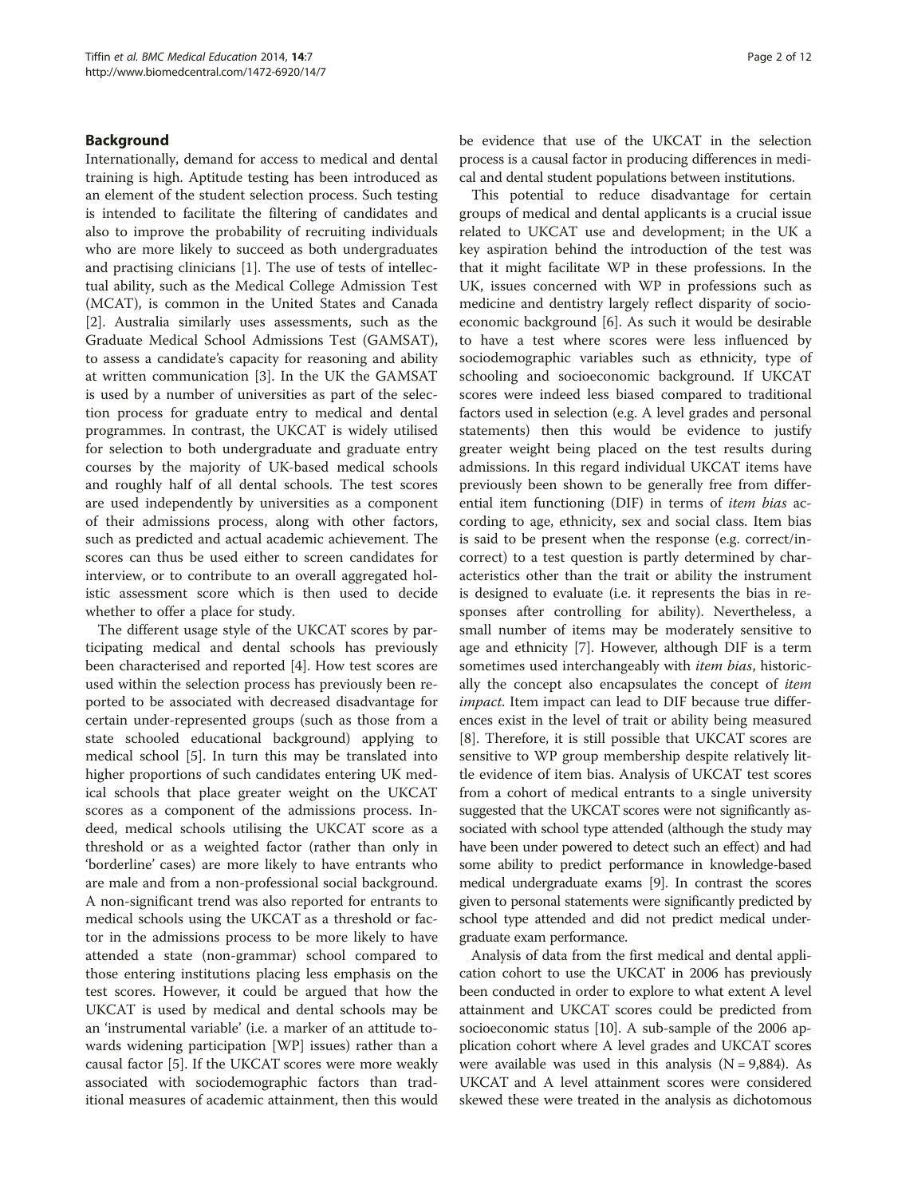## Background

Internationally, demand for access to medical and dental training is high. Aptitude testing has been introduced as an element of the student selection process. Such testing is intended to facilitate the filtering of candidates and also to improve the probability of recruiting individuals who are more likely to succeed as both undergraduates and practising clinicians [1]. The use of tests of intellectual ability, such as the Medical College Admission Test (MCAT), is common in the United States and Canada [2]. Australia similarly uses assessments, such as the Graduate Medical School Admissions Test (GAMSAT), to assess a candidate's capacity for reasoning and ability at written communication [3]. In the UK the GAMSAT is used by a number of universities as part of the selection process for graduate entry to medical and dental programmes. In contrast, the UKCAT is widely utilised for selection to both undergraduate and graduate entry courses by the majority of UK-based medical schools and roughly half of all dental schools. The test scores are used independently by universities as a component of their admissions process, along with other factors, such as predicted and actual academic achievement. The scores can thus be used either to screen candidates for interview, or to contribute to an overall aggregated holistic assessment score which is then used to decide whether to offer a place for study.

The different usage style of the UKCAT scores by participating medical and dental schools has previously been characterised and reported [4]. How test scores are used within the selection process has previously been reported to be associated with decreased disadvantage for certain under-represented groups (such as those from a state schooled educational background) applying to medical school [5]. In turn this may be translated into higher proportions of such candidates entering UK medical schools that place greater weight on the UKCAT scores as a component of the admissions process. Indeed, medical schools utilising the UKCAT score as a threshold or as a weighted factor (rather than only in 'borderline' cases) are more likely to have entrants who are male and from a non-professional social background. A non-significant trend was also reported for entrants to medical schools using the UKCAT as a threshold or factor in the admissions process to be more likely to have attended a state (non-grammar) school compared to those entering institutions placing less emphasis on the test scores. However, it could be argued that how the UKCAT is used by medical and dental schools may be an 'instrumental variable' (i.e. a marker of an attitude towards widening participation [WP] issues) rather than a causal factor [5]. If the UKCAT scores were more weakly associated with sociodemographic factors than traditional measures of academic attainment, then this would be evidence that use of the UKCAT in the selection process is a causal factor in producing differences in medical and dental student populations between institutions.

This potential to reduce disadvantage for certain groups of medical and dental applicants is a crucial issue related to UKCAT use and development; in the UK a key aspiration behind the introduction of the test was that it might facilitate WP in these professions. In the UK, issues concerned with WP in professions such as medicine and dentistry largely reflect disparity of socioeconomic background [6]. As such it would be desirable to have a test where scores were less influenced by sociodemographic variables such as ethnicity, type of schooling and socioeconomic background. If UKCAT scores were indeed less biased compared to traditional factors used in selection (e.g. A level grades and personal statements) then this would be evidence to justify greater weight being placed on the test results during admissions. In this regard individual UKCAT items have previously been shown to be generally free from differential item functioning (DIF) in terms of *item bias* according to age, ethnicity, sex and social class. Item bias is said to be present when the response (e.g. correct/incorrect) to a test question is partly determined by characteristics other than the trait or ability the instrument is designed to evaluate (i.e. it represents the bias in responses after controlling for ability). Nevertheless, a small number of items may be moderately sensitive to age and ethnicity [7]. However, although DIF is a term sometimes used interchangeably with *item bias*, historically the concept also encapsulates the concept of *item impact*. Item impact can lead to DIF because true differences exist in the level of trait or ability being measured [8]. Therefore, it is still possible that UKCAT scores are sensitive to WP group membership despite relatively little evidence of item bias. Analysis of UKCAT test scores from a cohort of medical entrants to a single university suggested that the UKCAT scores were not significantly associated with school type attended (although the study may have been under powered to detect such an effect) and had some ability to predict performance in knowledge-based medical undergraduate exams [9]. In contrast the scores given to personal statements were significantly predicted by school type attended and did not predict medical undergraduate exam performance.

Analysis of data from the first medical and dental application cohort to use the UKCAT in 2006 has previously been conducted in order to explore to what extent A level attainment and UKCAT scores could be predicted from socioeconomic status [10]. A sub-sample of the 2006 application cohort where A level grades and UKCAT scores were available was used in this analysis (N = 9,884). As UKCAT and A level attainment scores were considered skewed these were treated in the analysis as dichotomous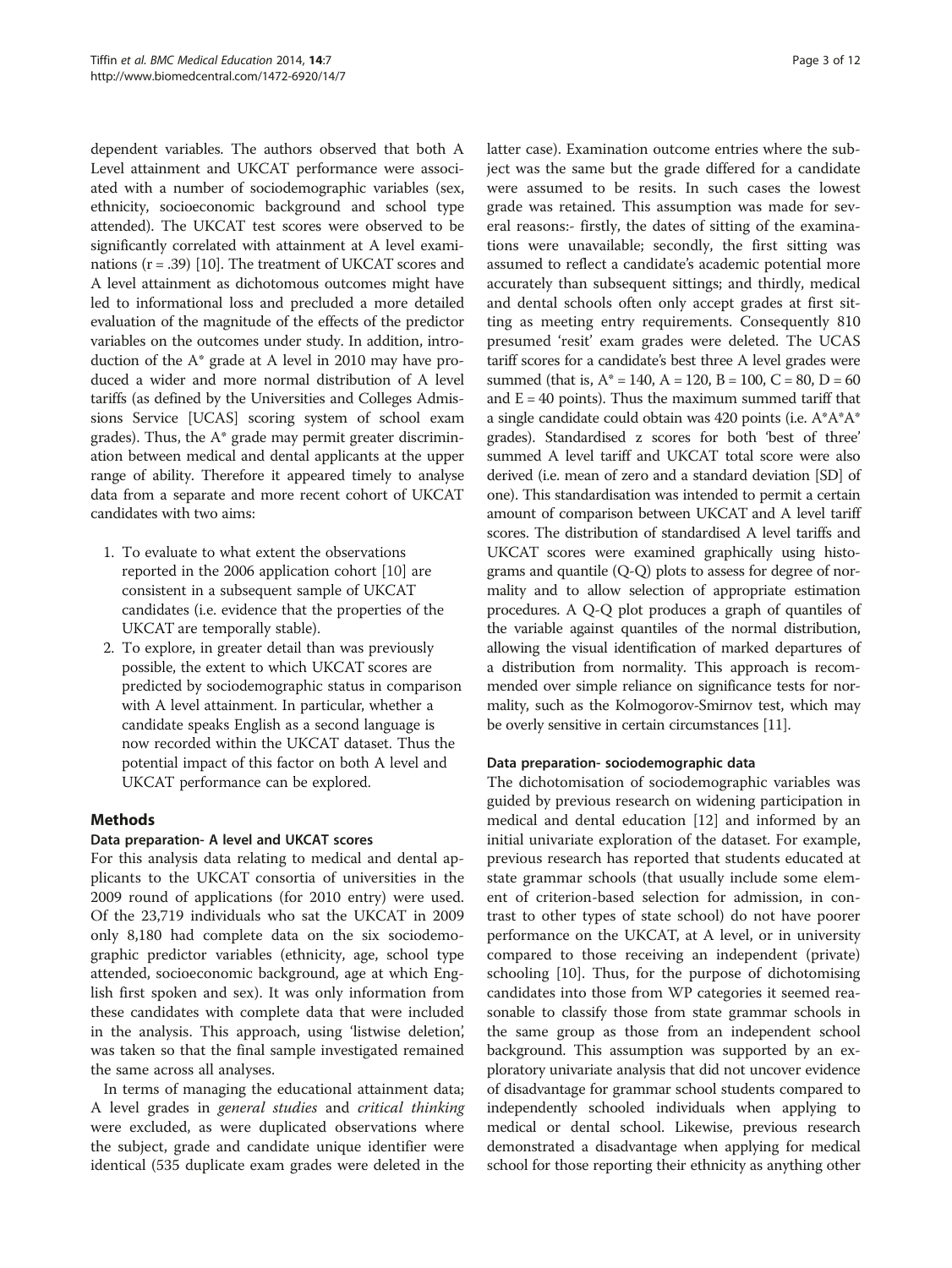dependent variables. The authors observed that both A Level attainment and UKCAT performance were associated with a number of sociodemographic variables (sex, ethnicity, socioeconomic background and school type attended). The UKCAT test scores were observed to be significantly correlated with attainment at A level examinations (r = .39) [10]. The treatment of UKCAT scores and A level attainment as dichotomous outcomes might have led to informational loss and precluded a more detailed evaluation of the magnitude of the effects of the predictor variables on the outcomes under study. In addition, introduction of the A* grade at A level in 2010 may have produced a wider and more normal distribution of A level tariffs (as defined by the Universities and Colleges Admissions Service [UCAS] scoring system of school exam grades). Thus, the A* grade may permit greater discrimination between medical and dental applicants at the upper range of ability. Therefore it appeared timely to analyse data from a separate and more recent cohort of UKCAT candidates with two aims:

1. To evaluate to what extent the observations reported in the 2006 application cohort [10] are consistent in a subsequent sample of UKCAT candidates (i.e. evidence that the properties of the UKCAT are temporally stable).
2. To explore, in greater detail than was previously possible, the extent to which UKCAT scores are predicted by sociodemographic status in comparison with A level attainment. In particular, whether a candidate speaks English as a second language is now recorded within the UKCAT dataset. Thus the potential impact of this factor on both A level and UKCAT performance can be explored.

## Methods

### Data preparation- A level and UKCAT scores

For this analysis data relating to medical and dental applicants to the UKCAT consortia of universities in the 2009 round of applications (for 2010 entry) were used. Of the 23,719 individuals who sat the UKCAT in 2009 only 8,180 had complete data on the six sociodemographic predictor variables (ethnicity, age, school type attended, socioeconomic background, age at which English first spoken and sex). It was only information from these candidates with complete data that were included in the analysis. This approach, using 'listwise deletion', was taken so that the final sample investigated remained the same across all analyses.

In terms of managing the educational attainment data; A level grades in *general studies* and *critical thinking* were excluded, as were duplicated observations where the subject, grade and candidate unique identifier were identical (535 duplicate exam grades were deleted in the latter case). Examination outcome entries where the subject was the same but the grade differed for a candidate were assumed to be resits. In such cases the lowest grade was retained. This assumption was made for several reasons:- firstly, the dates of sitting of the examinations were unavailable; secondly, the first sitting was assumed to reflect a candidate's academic potential more accurately than subsequent sittings; and thirdly, medical and dental schools often only accept grades at first sitting as meeting entry requirements. Consequently 810 presumed 'resit' exam grades were deleted. The UCAS tariff scores for a candidate's best three A level grades were summed (that is, A* = 140, A = 120, B = 100, C = 80, D = 60 and E = 40 points). Thus the maximum summed tariff that a single candidate could obtain was 420 points (i.e. A*A*A* grades). Standardised z scores for both 'best of three' summed A level tariff and UKCAT total score were also derived (i.e. mean of zero and a standard deviation [SD] of one). This standardisation was intended to permit a certain amount of comparison between UKCAT and A level tariff scores. The distribution of standardised A level tariffs and UKCAT scores were examined graphically using histograms and quantile (Q-Q) plots to assess for degree of normality and to allow selection of appropriate estimation procedures. A Q-Q plot produces a graph of quantiles of the variable against quantiles of the normal distribution, allowing the visual identification of marked departures of a distribution from normality. This approach is recommended over simple reliance on significance tests for normality, such as the Kolmogorov-Smirnov test, which may be overly sensitive in certain circumstances [11].

### Data preparation- sociodemographic data

The dichotomisation of sociodemographic variables was guided by previous research on widening participation in medical and dental education [12] and informed by an initial univariate exploration of the dataset. For example, previous research has reported that students educated at state grammar schools (that usually include some element of criterion-based selection for admission, in contrast to other types of state school) do not have poorer performance on the UKCAT, at A level, or in university compared to those receiving an independent (private) schooling [10]. Thus, for the purpose of dichotomising candidates into those from WP categories it seemed reasonable to classify those from state grammar schools in the same group as those from an independent school background. This assumption was supported by an exploratory univariate analysis that did not uncover evidence of disadvantage for grammar school students compared to independently schooled individuals when applying to medical or dental school. Likewise, previous research demonstrated a disadvantage when applying for medical school for those reporting their ethnicity as anything other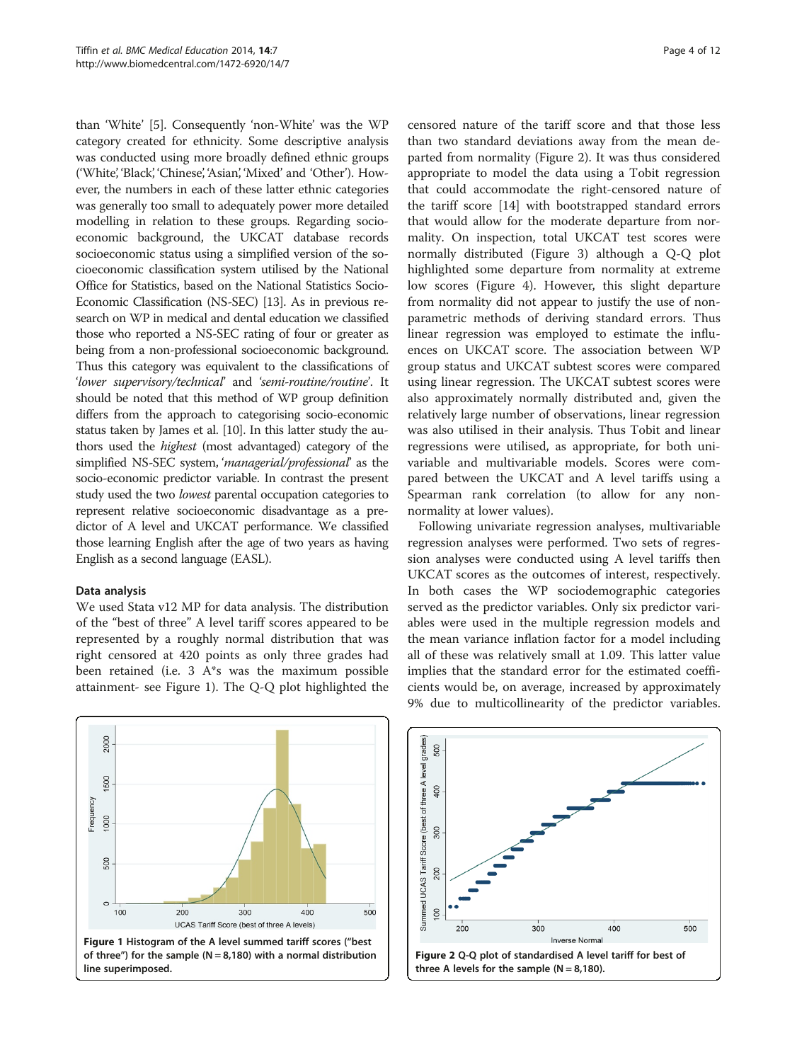than 'White' [5]. Consequently 'non-White' was the WP category created for ethnicity. Some descriptive analysis was conducted using more broadly defined ethnic groups ('White', 'Black', 'Chinese', 'Asian', 'Mixed' and 'Other'). However, the numbers in each of these latter ethnic categories was generally too small to adequately power more detailed modelling in relation to these groups. Regarding socioeconomic background, the UKCAT database records socioeconomic status using a simplified version of the socioeconomic classification system utilised by the National Office for Statistics, based on the National Statistics Socio-Economic Classification (NS-SEC) [13]. As in previous research on WP in medical and dental education we classified those who reported a NS-SEC rating of four or greater as being from a non-professional socioeconomic background. Thus this category was equivalent to the classifications of '*lower supervisory/technical*' and '*semi-routine/routine*'. It should be noted that this method of WP group definition differs from the approach to categorising socio-economic status taken by James et al. [10]. In this latter study the authors used the *highest* (most advantaged) category of the simplified NS-SEC system, '*managerial/professional*' as the socio-economic predictor variable. In contrast the present study used the two *lowest* parental occupation categories to represent relative socioeconomic disadvantage as a predictor of A level and UKCAT performance. We classified those learning English after the age of two years as having English as a second language (EASL).

### Data analysis

We used Stata v12 MP for data analysis. The distribution of the "best of three" A level tariff scores appeared to be represented by a roughly normal distribution that was right censored at 420 points as only three grades had been retained (i.e. 3 A*s was the maximum possible attainment- see Figure 1). The Q-Q plot highlighted the censored nature of the tariff score and that those less than two standard deviations away from the mean departed from normality (Figure 2). It was thus considered appropriate to model the data using a Tobit regression that could accommodate the right-censored nature of the tariff score [14] with bootstrapped standard errors that would allow for the moderate departure from normality. On inspection, total UKCAT test scores were normally distributed (Figure 3) although a Q-Q plot highlighted some departure from normality at extreme low scores (Figure 4). However, this slight departure from normality did not appear to justify the use of non-parametric methods of deriving standard errors. Thus linear regression was employed to estimate the influences on UKCAT score. The association between WP group status and UKCAT subtest scores were compared using linear regression. The UKCAT subtest scores were also approximately normally distributed and, given the relatively large number of observations, linear regression was also utilised in their analysis. Thus Tobit and linear regressions were utilised, as appropriate, for both univariable and multivariable models. Scores were compared between the UKCAT and A level tariffs using a Spearman rank correlation (to allow for any non-normality at lower values).

Following univariate regression analyses, multivariable regression analyses were performed. Two sets of regression analyses were conducted using A level tariffs then UKCAT scores as the outcomes of interest, respectively. In both cases the WP sociodemographic categories served as the predictor variables. Only six predictor variables were used in the multiple regression models and the mean variance inflation factor for a model including all of these was relatively small at 1.09. This latter value implies that the standard error for the estimated coefficients would be, on average, increased by approximately 9% due to multicollinearity of the predictor variables.

**Figure 1 Histogram of the A level summed tariff scores ("best of three") for the sample (N = 8,180) with a normal distribution line superimposed.**

**Figure 2 Q-Q plot of standardised A level tariff for best of three A levels for the sample (N = 8,180).**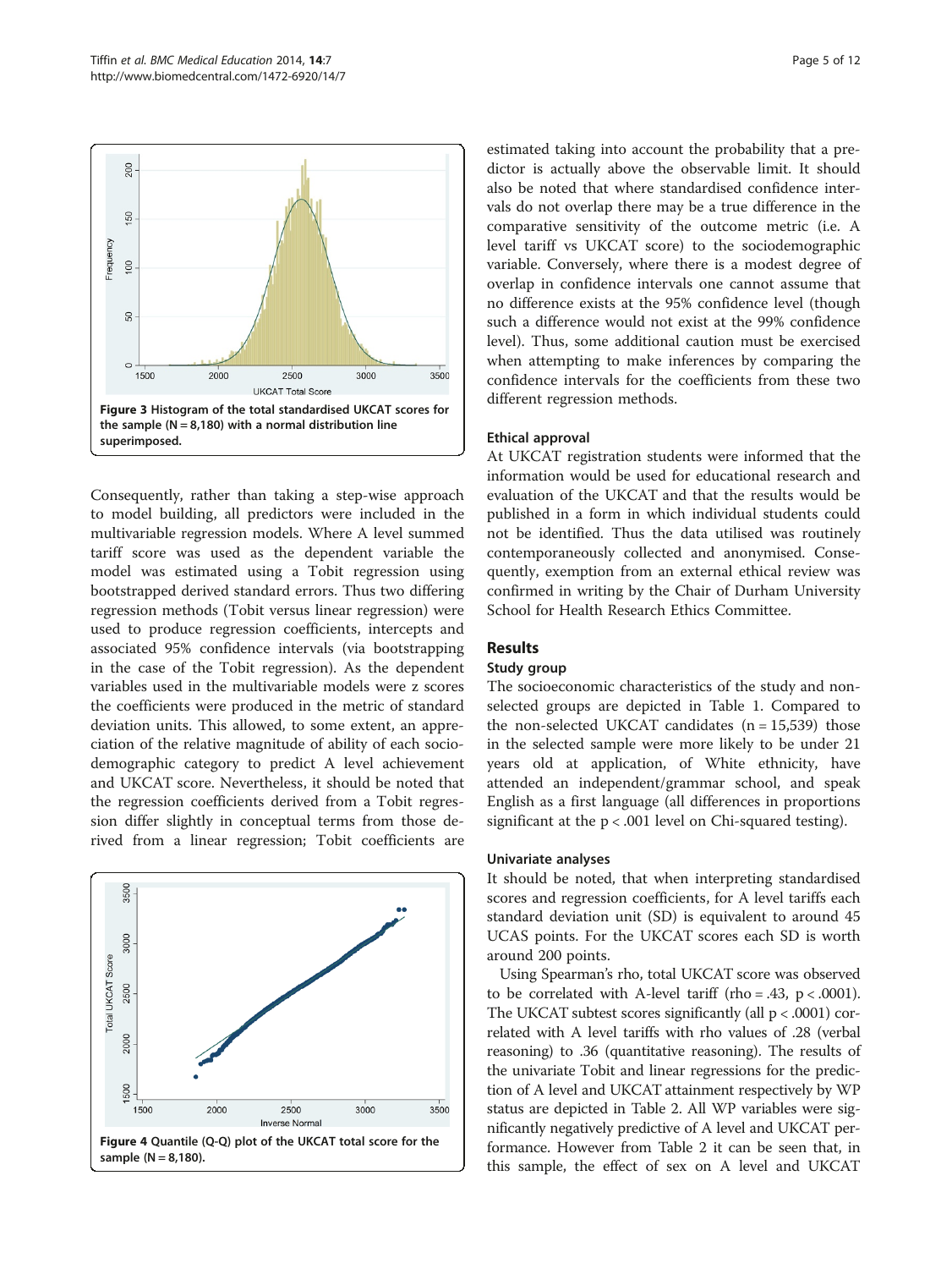200

150

Frequency

100

50

0

1500 2000 2500 3000 3500

UKCAT Total Score

**Figure 3 Histogram of the total standardised UKCAT scores for the sample (N = 8,180) with a normal distribution line superimposed.**

Consequently, rather than taking a step-wise approach to model building, all predictors were included in the multivariable regression models. Where A level summed tariff score was used as the dependent variable the model was estimated using a Tobit regression using bootstrapped derived standard errors. Thus two differing regression methods (Tobit versus linear regression) were used to produce regression coefficients, intercepts and associated 95% confidence intervals (via bootstrapping in the case of the Tobit regression). As the dependent variables used in the multivariable models were z scores the coefficients were produced in the metric of standard deviation units. This allowed, to some extent, an appreciation of the relative magnitude of ability of each sociodemographic category to predict A level achievement and UKCAT score. Nevertheless, it should be noted that the regression coefficients derived from a Tobit regression differ slightly in conceptual terms from those derived from a linear regression; Tobit coefficients are

3500

3000

Total UKCAT Score

2500

2000

1500

1500 2000 2500 3000 3500

Inverse Normal

**Figure 4 Quantile (Q-Q) plot of the UKCAT total score for the sample (N = 8,180).**

estimated taking into account the probability that a predictor is actually above the observable limit. It should also be noted that where standardised confidence intervals do not overlap there may be a true difference in the comparative sensitivity of the outcome metric (i.e. A level tariff vs UKCAT score) to the sociodemographic variable. Conversely, where there is a modest degree of overlap in confidence intervals one cannot assume that no difference exists at the 95% confidence level (though such a difference would not exist at the 99% confidence level). Thus, some additional caution must be exercised when attempting to make inferences by comparing the confidence intervals for the coefficients from these two different regression methods.

### Ethical approval

At UKCAT registration students were informed that the information would be used for educational research and evaluation of the UKCAT and that the results would be published in a form in which individual students could not be identified. Thus the data utilised was routinely contemporaneously collected and anonymised. Consequently, exemption from an external ethical review was confirmed in writing by the Chair of Durham University School for Health Research Ethics Committee.

## Results

### Study group

The socioeconomic characteristics of the study and non-selected groups are depicted in Table 1. Compared to the non-selected UKCAT candidates (n = 15,539) those in the selected sample were more likely to be under 21 years old at application, of White ethnicity, have attended an independent/grammar school, and speak English as a first language (all differences in proportions significant at the $p < .001$ level on Chi-squared testing).

### Univariate analyses

It should be noted, that when interpreting standardised scores and regression coefficients, for A level tariffs each standard deviation unit (SD) is equivalent to around 45 UCAS points. For the UKCAT scores each SD is worth around 200 points.

Using Spearman's rho, total UKCAT score was observed to be correlated with A-level tariff (rho = .43, $p < .0001$). The UKCAT subtest scores significantly (all $p < .0001$) correlated with A level tariffs with rho values of .28 (verbal reasoning) to .36 (quantitative reasoning). The results of the univariate Tobit and linear regressions for the prediction of A level and UKCAT attainment respectively by WP status are depicted in Table 2. All WP variables were significantly negatively predictive of A level and UKCAT performance. However from Table 2 it can be seen that, in this sample, the effect of sex on A level and UKCAT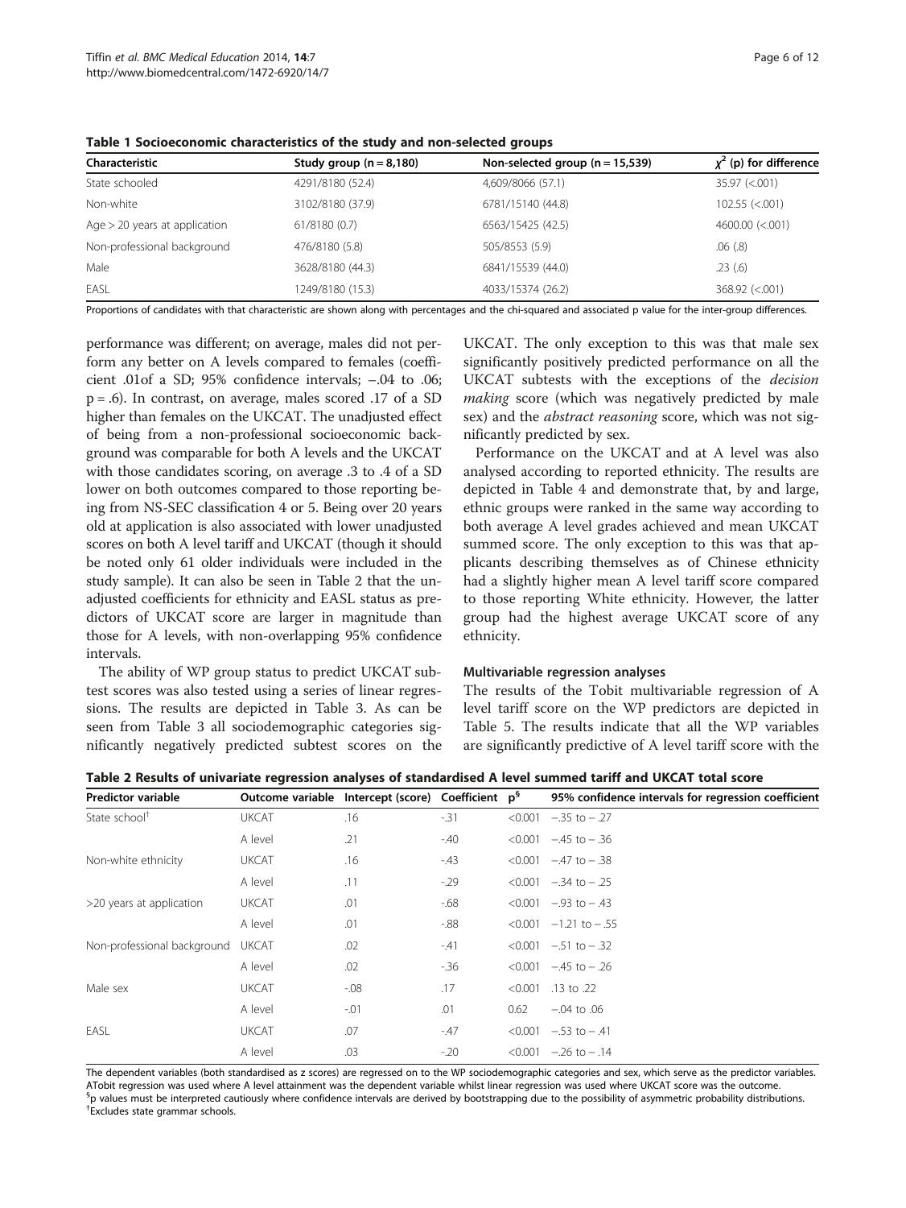**Table 1 Socioeconomic characteristics of the study and non-selected groups**

| Characteristic | Study group (n = 8,180) | Non-selected group (n = 15,539) | $\chi^2$ (p) for difference |
|---|---|---|---|
| State schooled | 4291/8180 (52.4) | 4,609/8066 (57.1) | 35.97 (<.001) |
| Non-white | 3102/8180 (37.9) | 6781/15140 (44.8) | 102.55 (<.001) |
| Age > 20 years at application | 61/8180 (0.7) | 6563/15425 (42.5) | 4600.00 (<.001) |
| Non-professional background | 476/8180 (5.8) | 505/8553 (5.9) | .06 (.8) |
| Male | 3628/8180 (44.3) | 6841/15539 (44.0) | .23 (.6) |
| EASL | 1249/8180 (15.3) | 4033/15374 (26.2) | 368.92 (<.001) |

Proportions of candidates with that characteristic are shown along with percentages and the chi-squared and associated p value for the inter-group differences.

performance was different; on average, males did not perform any better on A levels compared to females (coefficient .01of a SD; 95% confidence intervals; –.04 to .06; p = .6). In contrast, on average, males scored .17 of a SD higher than females on the UKCAT. The unadjusted effect of being from a non-professional socioeconomic background was comparable for both A levels and the UKCAT with those candidates scoring, on average .3 to .4 of a SD lower on both outcomes compared to those reporting being from NS-SEC classification 4 or 5. Being over 20 years old at application is also associated with lower unadjusted scores on both A level tariff and UKCAT (though it should be noted only 61 older individuals were included in the study sample). It can also be seen in Table 2 that the unadjusted coefficients for ethnicity and EASL status as predictors of UKCAT score are larger in magnitude than those for A levels, with non-overlapping 95% confidence intervals.

The ability of WP group status to predict UKCAT subtest scores was also tested using a series of linear regressions. The results are depicted in Table 3. As can be seen from Table 3 all sociodemographic categories significantly negatively predicted subtest scores on the UKCAT. The only exception to this was that male sex significantly positively predicted performance on all the UKCAT subtests with the exceptions of the *decision making* score (which was negatively predicted by male sex) and the *abstract reasoning* score, which was not significantly predicted by sex.

Performance on the UKCAT and at A level was also analysed according to reported ethnicity. The results are depicted in Table 4 and demonstrate that, by and large, ethnic groups were ranked in the same way according to both average A level grades achieved and mean UKCAT summed score. The only exception to this was that applicants describing themselves as of Chinese ethnicity had a slightly higher mean A level tariff score compared to those reporting White ethnicity. However, the latter group had the highest average UKCAT score of any ethnicity.

### Multivariable regression analyses

The results of the Tobit multivariable regression of A level tariff score on the WP predictors are depicted in Table 5. The results indicate that all the WP variables are significantly predictive of A level tariff score with the

**Table 2 Results of univariate regression analyses of standardised A level summed tariff and UKCAT total score**

| Predictor variable | Outcome variable | Intercept (score) | Coefficient | p[§] | 95% confidence intervals for regression coefficient |
|---|---|---|---|---|---|
| State school[†] | UKCAT | .16 | -.31 | <0.001 | −.35 to − .27 |
| | A level | .21 | -.40 | <0.001 | −.45 to − .36 |
| Non-white ethnicity | UKCAT | .16 | -.43 | <0.001 | −.47 to − .38 |
| | A level | .11 | -.29 | <0.001 | −.34 to − .25 |
| >20 years at application | UKCAT | .01 | -.68 | <0.001 | −.93 to − .43 |
| | A level | .01 | -.88 | <0.001 | −1.21 to − .55 |
| Non-professional background | UKCAT | .02 | -.41 | <0.001 | −.51 to − .32 |
| | A level | .02 | -.36 | <0.001 | −.45 to − .26 |
| Male sex | UKCAT | -.08 | .17 | <0.001 | .13 to .22 |
| | A level | -.01 | .01 | 0.62 | −.04 to .06 |
| EASL | UKCAT | .07 | -.47 | <0.001 | −.53 to − .41 |
| | A level | .03 | -.20 | <0.001 | −.26 to − .14 |

The dependent variables (both standardised as z scores) are regressed on to the WP sociodemographic categories and sex, which serve as the predictor variables. ATobit regression was used where A level attainment was the dependent variable whilst linear regression was used where UKCAT score was the outcome.
[§]p values must be interpreted cautiously where confidence intervals are derived by bootstrapping due to the possibility of asymmetric probability distributions.
[†]Excludes state grammar schools.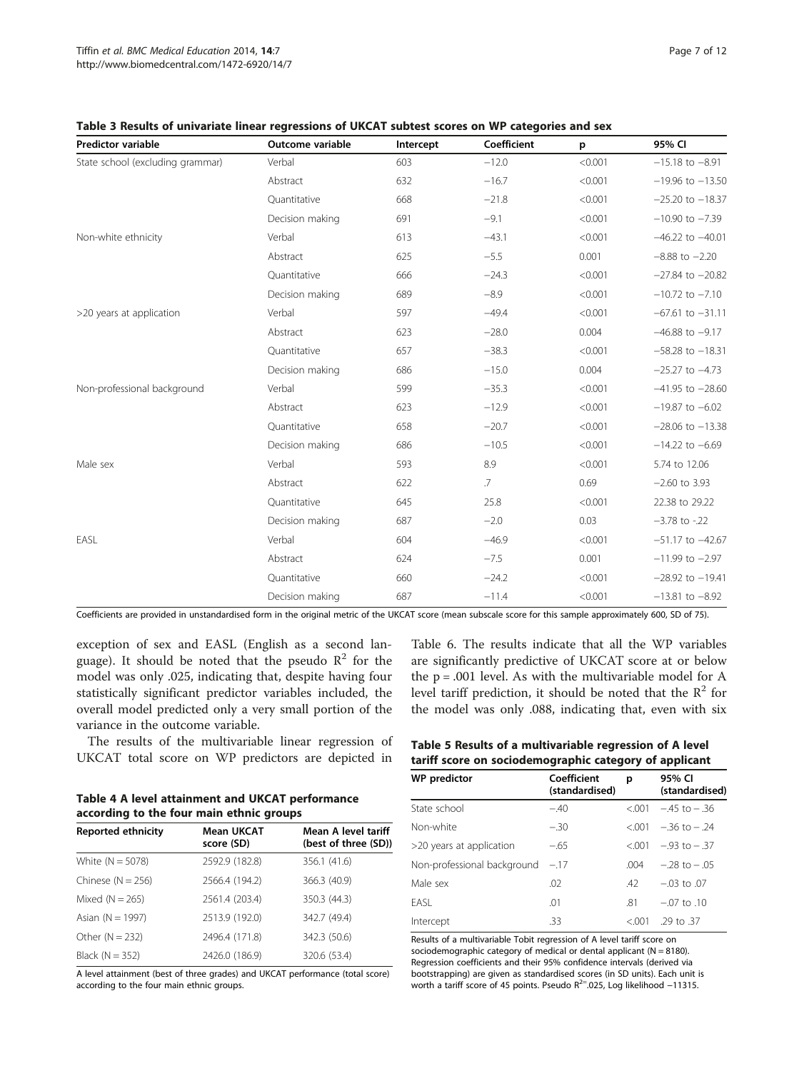**Table 3 Results of univariate linear regressions of UKCAT subtest scores on WP categories and sex**

| Predictor variable | Outcome variable | Intercept | Coefficient | p | 95% CI |
|---|---|---|---|---|---|
| State school (excluding grammar) | Verbal | 603 | −12.0 | <0.001 | −15.18 to −8.91 |
| | Abstract | 632 | −16.7 | <0.001 | −19.96 to −13.50 |
| | Quantitative | 668 | −21.8 | <0.001 | −25.20 to −18.37 |
| | Decision making | 691 | −9.1 | <0.001 | −10.90 to −7.39 |
| Non-white ethnicity | Verbal | 613 | −43.1 | <0.001 | −46.22 to −40.01 |
| | Abstract | 625 | −5.5 | 0.001 | −8.88 to −2.20 |
| | Quantitative | 666 | −24.3 | <0.001 | −27.84 to −20.82 |
| | Decision making | 689 | −8.9 | <0.001 | −10.72 to −7.10 |
| >20 years at application | Verbal | 597 | −49.4 | <0.001 | −67.61 to −31.11 |
| | Abstract | 623 | −28.0 | 0.004 | −46.88 to −9.17 |
| | Quantitative | 657 | −38.3 | <0.001 | −58.28 to −18.31 |
| | Decision making | 686 | −15.0 | 0.004 | −25.27 to −4.73 |
| Non-professional background | Verbal | 599 | −35.3 | <0.001 | −41.95 to −28.60 |
| | Abstract | 623 | −12.9 | <0.001 | −19.87 to −6.02 |
| | Quantitative | 658 | −20.7 | <0.001 | −28.06 to −13.38 |
| | Decision making | 686 | −10.5 | <0.001 | −14.22 to −6.69 |
| Male sex | Verbal | 593 | 8.9 | <0.001 | 5.74 to 12.06 |
| | Abstract | 622 | .7 | 0.69 | −2.60 to 3.93 |
| | Quantitative | 645 | 25.8 | <0.001 | 22.38 to 29.22 |
| | Decision making | 687 | −2.0 | 0.03 | −3.78 to -.22 |
| EASL | Verbal | 604 | −46.9 | <0.001 | −51.17 to −42.67 |
| | Abstract | 624 | −7.5 | 0.001 | −11.99 to −2.97 |
| | Quantitative | 660 | −24.2 | <0.001 | −28.92 to −19.41 |
| | Decision making | 687 | −11.4 | <0.001 | −13.81 to −8.92 |

Coefficients are provided in unstandardised form in the original metric of the UKCAT score (mean subscale score for this sample approximately 600, SD of 75).

exception of sex and EASL (English as a second language). It should be noted that the pseudo $R^2$ for the model was only .025, indicating that, despite having four statistically significant predictor variables included, the overall model predicted only a very small portion of the variance in the outcome variable.

The results of the multivariable linear regression of UKCAT total score on WP predictors are depicted in Table 6. The results indicate that all the WP variables are significantly predictive of UKCAT score at or below the p = .001 level. As with the multivariable model for A level tariff prediction, it should be noted that the $R^2$ for the model was only .088, indicating that, even with six

**Table 4 A level attainment and UKCAT performance according to the four main ethnic groups**

| Reported ethnicity | Mean UKCAT score (SD) | Mean A level tariff (best of three (SD)) |
|---|---|---|
| White (N = 5078) | 2592.9 (182.8) | 356.1 (41.6) |
| Chinese (N = 256) | 2566.4 (194.2) | 366.3 (40.9) |
| Mixed (N = 265) | 2561.4 (203.4) | 350.3 (44.3) |
| Asian (N = 1997) | 2513.9 (192.0) | 342.7 (49.4) |
| Other (N = 232) | 2496.4 (171.8) | 342.3 (50.6) |
| Black (N = 352) | 2426.0 (186.9) | 320.6 (53.4) |

A level attainment (best of three grades) and UKCAT performance (total score) according to the four main ethnic groups.

**Table 5 Results of a multivariable regression of A level tariff score on sociodemographic category of applicant**

| WP predictor | Coefficient (standardised) | p | 95% CI (standardised) |
|---|---|---|---|
| State school | −.40 | <.001 | −.45 to −.36 |
| Non-white | −.30 | <.001 | −.36 to −.24 |
| >20 years at application | −.65 | <.001 | −.93 to −.37 |
| Non-professional background | −.17 | .004 | −.28 to −.05 |
| Male sex | .02 | .42 | −.03 to .07 |
| EASL | .01 | .81 | −.07 to .10 |
| Intercept | .33 | <.001 | .29 to .37 |

Results of a multivariable Tobit regression of A level tariff score on sociodemographic category of medical or dental applicant (N = 8180). Regression coefficients and their 95% confidence intervals (derived via bootstrapping) are given as standardised scores (in SD units). Each unit is worth a tariff score of 45 points. Pseudo $R^2$=.025, Log likelihood −11315.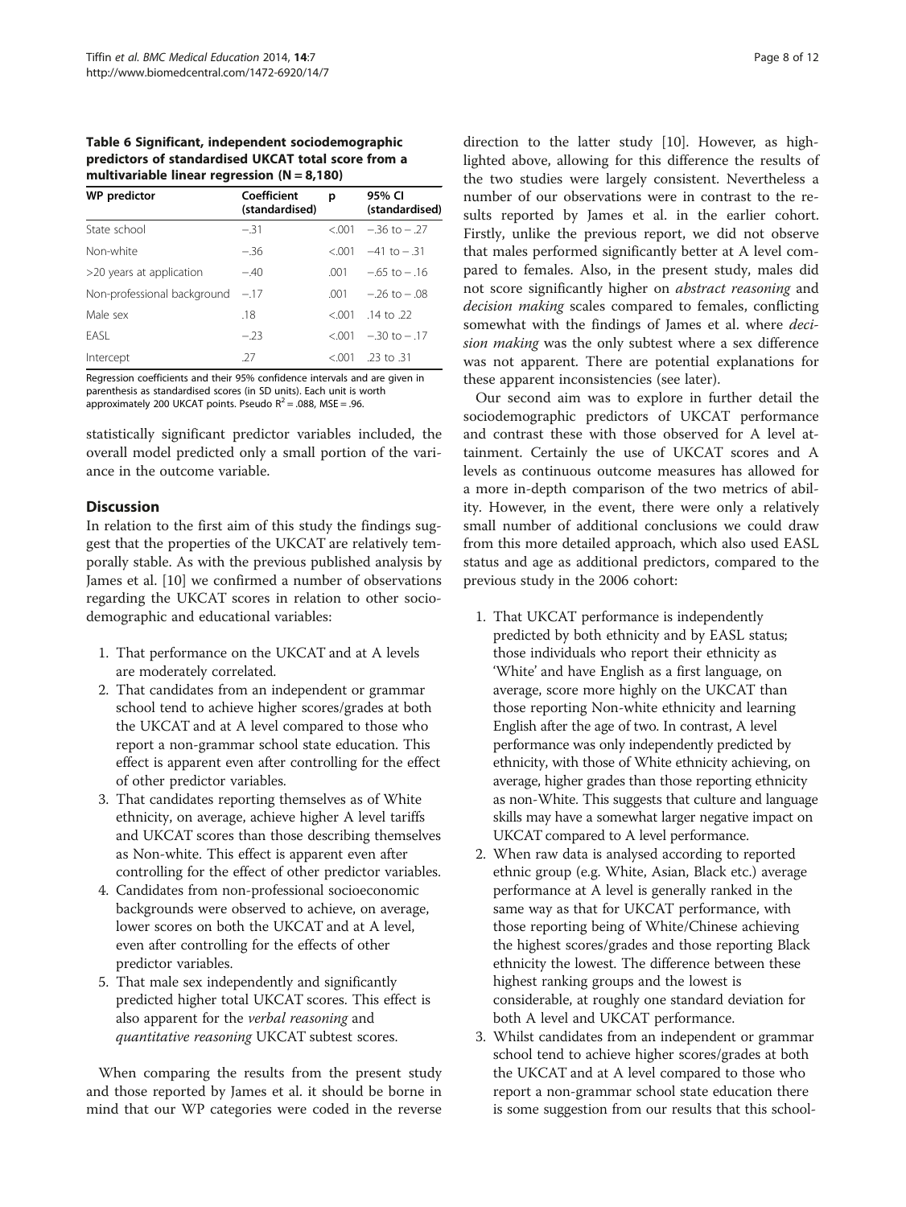**Table 6 Significant, independent sociodemographic predictors of standardised UKCAT total score from a multivariable linear regression (N = 8,180)**

| WP predictor | Coefficient (standardised) | p | 95% CI (standardised) |
|---|---|---|---|
| State school | −.31 | <.001 | −.36 to − .27 |
| Non-white | −.36 | <.001 | −41 to − .31 |
| >20 years at application | −.40 | .001 | −.65 to − .16 |
| Non-professional background | −.17 | .001 | −.26 to − .08 |
| Male sex | .18 | <.001 | .14 to .22 |
| EASL | −.23 | <.001 | −.30 to − .17 |
| Intercept | .27 | <.001 | .23 to .31 |

Regression coefficients and their 95% confidence intervals and are given in parenthesis as standardised scores (in SD units). Each unit is worth approximately 200 UKCAT points. Pseudo $R^2$ = .088, MSE = .96.

statistically significant predictor variables included, the overall model predicted only a small portion of the variance in the outcome variable.

## Discussion

In relation to the first aim of this study the findings suggest that the properties of the UKCAT are relatively temporally stable. As with the previous published analysis by James et al. [10] we confirmed a number of observations regarding the UKCAT scores in relation to other sociodemographic and educational variables:

1. That performance on the UKCAT and at A levels are moderately correlated.
2. That candidates from an independent or grammar school tend to achieve higher scores/grades at both the UKCAT and at A level compared to those who report a non-grammar school state education. This effect is apparent even after controlling for the effect of other predictor variables.
3. That candidates reporting themselves as of White ethnicity, on average, achieve higher A level tariffs and UKCAT scores than those describing themselves as Non-white. This effect is apparent even after controlling for the effect of other predictor variables.
4. Candidates from non-professional socioeconomic backgrounds were observed to achieve, on average, lower scores on both the UKCAT and at A level, even after controlling for the effects of other predictor variables.
5. That male sex independently and significantly predicted higher total UKCAT scores. This effect is also apparent for the *verbal reasoning* and *quantitative reasoning* UKCAT subtest scores.

When comparing the results from the present study and those reported by James et al. it should be borne in mind that our WP categories were coded in the reverse direction to the latter study [10]. However, as highlighted above, allowing for this difference the results of the two studies were largely consistent. Nevertheless a number of our observations were in contrast to the results reported by James et al. in the earlier cohort. Firstly, unlike the previous report, we did not observe that males performed significantly better at A level compared to females. Also, in the present study, males did not score significantly higher on *abstract reasoning* and *decision making* scales compared to females, conflicting somewhat with the findings of James et al. where *decision making* was the only subtest where a sex difference was not apparent. There are potential explanations for these apparent inconsistencies (see later).

Our second aim was to explore in further detail the sociodemographic predictors of UKCAT performance and contrast these with those observed for A level attainment. Certainly the use of UKCAT scores and A levels as continuous outcome measures has allowed for a more in-depth comparison of the two metrics of ability. However, in the event, there were only a relatively small number of additional conclusions we could draw from this more detailed approach, which also used EASL status and age as additional predictors, compared to the previous study in the 2006 cohort:

1. That UKCAT performance is independently predicted by both ethnicity and by EASL status; those individuals who report their ethnicity as 'White' and have English as a first language, on average, score more highly on the UKCAT than those reporting Non-white ethnicity and learning English after the age of two. In contrast, A level performance was only independently predicted by ethnicity, with those of White ethnicity achieving, on average, higher grades than those reporting ethnicity as non-White. This suggests that culture and language skills may have a somewhat larger negative impact on UKCAT compared to A level performance.
2. When raw data is analysed according to reported ethnic group (e.g. White, Asian, Black etc.) average performance at A level is generally ranked in the same way as that for UKCAT performance, with those reporting being of White/Chinese achieving the highest scores/grades and those reporting Black ethnicity the lowest. The difference between these highest ranking groups and the lowest is considerable, at roughly one standard deviation for both A level and UKCAT performance.
3. Whilst candidates from an independent or grammar school tend to achieve higher scores/grades at both the UKCAT and at A level compared to those who report a non-grammar school state education there is some suggestion from our results that this school-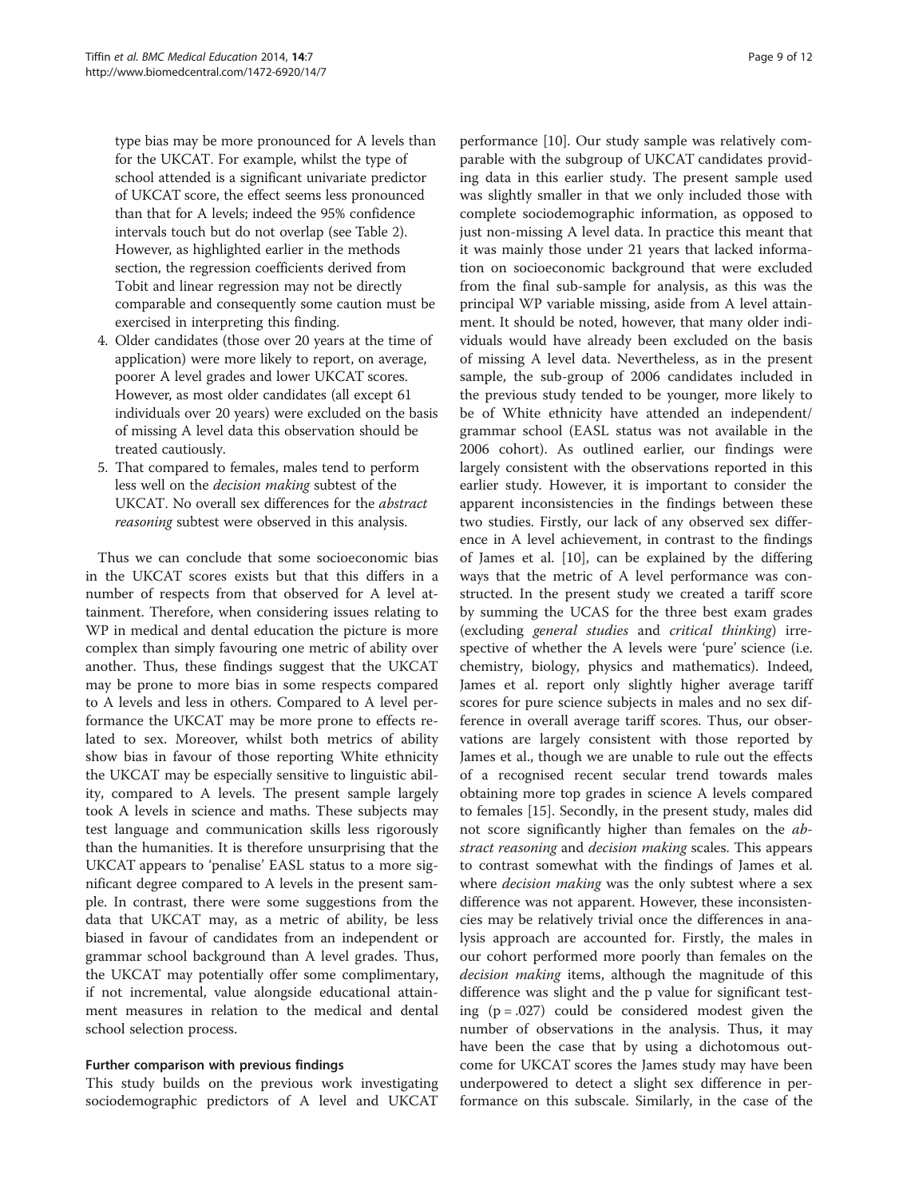type bias may be more pronounced for A levels than for the UKCAT. For example, whilst the type of school attended is a significant univariate predictor of UKCAT score, the effect seems less pronounced than that for A levels; indeed the 95% confidence intervals touch but do not overlap (see Table 2). However, as highlighted earlier in the methods section, the regression coefficients derived from Tobit and linear regression may not be directly comparable and consequently some caution must be exercised in interpreting this finding.

4. Older candidates (those over 20 years at the time of application) were more likely to report, on average, poorer A level grades and lower UKCAT scores. However, as most older candidates (all except 61 individuals over 20 years) were excluded on the basis of missing A level data this observation should be treated cautiously.
5. That compared to females, males tend to perform less well on the *decision making* subtest of the UKCAT. No overall sex differences for the *abstract reasoning* subtest were observed in this analysis.

Thus we can conclude that some socioeconomic bias in the UKCAT scores exists but that this differs in a number of respects from that observed for A level attainment. Therefore, when considering issues relating to WP in medical and dental education the picture is more complex than simply favouring one metric of ability over another. Thus, these findings suggest that the UKCAT may be prone to more bias in some respects compared to A levels and less in others. Compared to A level performance the UKCAT may be more prone to effects related to sex. Moreover, whilst both metrics of ability show bias in favour of those reporting White ethnicity the UKCAT may be especially sensitive to linguistic ability, compared to A levels. The present sample largely took A levels in science and maths. These subjects may test language and communication skills less rigorously than the humanities. It is therefore unsurprising that the UKCAT appears to 'penalise' EASL status to a more significant degree compared to A levels in the present sample. In contrast, there were some suggestions from the data that UKCAT may, as a metric of ability, be less biased in favour of candidates from an independent or grammar school background than A level grades. Thus, the UKCAT may potentially offer some complimentary, if not incremental, value alongside educational attainment measures in relation to the medical and dental school selection process.

#### Further comparison with previous findings

This study builds on the previous work investigating sociodemographic predictors of A level and UKCAT performance [10]. Our study sample was relatively comparable with the subgroup of UKCAT candidates providing data in this earlier study. The present sample used was slightly smaller in that we only included those with complete sociodemographic information, as opposed to just non-missing A level data. In practice this meant that it was mainly those under 21 years that lacked information on socioeconomic background that were excluded from the final sub-sample for analysis, as this was the principal WP variable missing, aside from A level attainment. It should be noted, however, that many older individuals would have already been excluded on the basis of missing A level data. Nevertheless, as in the present sample, the sub-group of 2006 candidates included in the previous study tended to be younger, more likely to be of White ethnicity have attended an independent/grammar school (EASL status was not available in the 2006 cohort). As outlined earlier, our findings were largely consistent with the observations reported in this earlier study. However, it is important to consider the apparent inconsistencies in the findings between these two studies. Firstly, our lack of any observed sex difference in A level achievement, in contrast to the findings of James et al. [10], can be explained by the differing ways that the metric of A level performance was constructed. In the present study we created a tariff score by summing the UCAS for the three best exam grades (excluding *general studies* and *critical thinking*) irrespective of whether the A levels were 'pure' science (i.e. chemistry, biology, physics and mathematics). Indeed, James et al. report only slightly higher average tariff scores for pure science subjects in males and no sex difference in overall average tariff scores. Thus, our observations are largely consistent with those reported by James et al., though we are unable to rule out the effects of a recognised recent secular trend towards males obtaining more top grades in science A levels compared to females [15]. Secondly, in the present study, males did not score significantly higher than females on the *abstract reasoning* and *decision making* scales. This appears to contrast somewhat with the findings of James et al. where *decision making* was the only subtest where a sex difference was not apparent. However, these inconsistencies may be relatively trivial once the differences in analysis approach are accounted for. Firstly, the males in our cohort performed more poorly than females on the *decision making* items, although the magnitude of this difference was slight and the p value for significant testing ($p = .027$) could be considered modest given the number of observations in the analysis. Thus, it may have been the case that by using a dichotomous outcome for UKCAT scores the James study may have been underpowered to detect a slight sex difference in performance on this subscale. Similarly, in the case of the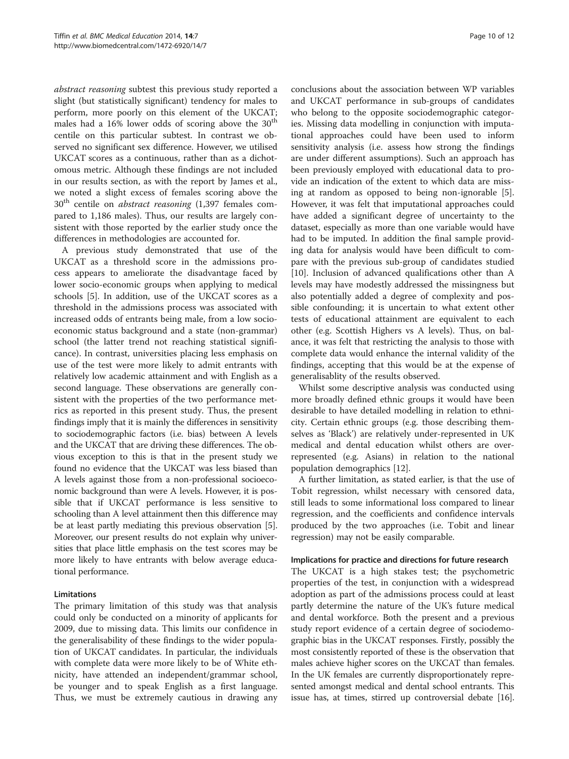*abstract reasoning* subtest this previous study reported a slight (but statistically significant) tendency for males to perform, more poorly on this element of the UKCAT; males had a 16% lower odds of scoring above the 30$^{th}$ centile on this particular subtest. In contrast we observed no significant sex difference. However, we utilised UKCAT scores as a continuous, rather than as a dichotomous metric. Although these findings are not included in our results section, as with the report by James et al., we noted a slight excess of females scoring above the 30$^{th}$ centile on *abstract reasoning* (1,397 females compared to 1,186 males). Thus, our results are largely consistent with those reported by the earlier study once the differences in methodologies are accounted for.

A previous study demonstrated that use of the UKCAT as a threshold score in the admissions process appears to ameliorate the disadvantage faced by lower socio-economic groups when applying to medical schools [5]. In addition, use of the UKCAT scores as a threshold in the admissions process was associated with increased odds of entrants being male, from a low socioeconomic status background and a state (non-grammar) school (the latter trend not reaching statistical significance). In contrast, universities placing less emphasis on use of the test were more likely to admit entrants with relatively low academic attainment and with English as a second language. These observations are generally consistent with the properties of the two performance metrics as reported in this present study. Thus, the present findings imply that it is mainly the differences in sensitivity to sociodemographic factors (i.e. bias) between A levels and the UKCAT that are driving these differences. The obvious exception to this is that in the present study we found no evidence that the UKCAT was less biased than A levels against those from a non-professional socioeconomic background than were A levels. However, it is possible that if UKCAT performance is less sensitive to schooling than A level attainment then this difference may be at least partly mediating this previous observation [5]. Moreover, our present results do not explain why universities that place little emphasis on the test scores may be more likely to have entrants with below average educational performance.

### Limitations

The primary limitation of this study was that analysis could only be conducted on a minority of applicants for 2009, due to missing data. This limits our confidence in the generalisability of these findings to the wider population of UKCAT candidates. In particular, the individuals with complete data were more likely to be of White ethnicity, have attended an independent/grammar school, be younger and to speak English as a first language. Thus, we must be extremely cautious in drawing any conclusions about the association between WP variables and UKCAT performance in sub-groups of candidates who belong to the opposite sociodemographic categories. Missing data modelling in conjunction with imputational approaches could have been used to inform sensitivity analysis (i.e. assess how strong the findings are under different assumptions). Such an approach has been previously employed with educational data to provide an indication of the extent to which data are missing at random as opposed to being non-ignorable [5]. However, it was felt that imputational approaches could have added a significant degree of uncertainty to the dataset, especially as more than one variable would have had to be imputed. In addition the final sample providing data for analysis would have been difficult to compare with the previous sub-group of candidates studied [10]. Inclusion of advanced qualifications other than A levels may have modestly addressed the missingness but also potentially added a degree of complexity and possible confounding; it is uncertain to what extent other tests of educational attainment are equivalent to each other (e.g. Scottish Highers vs A levels). Thus, on balance, it was felt that restricting the analysis to those with complete data would enhance the internal validity of the findings, accepting that this would be at the expense of generalisablity of the results observed.

Whilst some descriptive analysis was conducted using more broadly defined ethnic groups it would have been desirable to have detailed modelling in relation to ethnicity. Certain ethnic groups (e.g. those describing themselves as 'Black') are relatively under-represented in UK medical and dental education whilst others are over-represented (e.g. Asians) in relation to the national population demographics [12].

A further limitation, as stated earlier, is that the use of Tobit regression, whilst necessary with censored data, still leads to some informational loss compared to linear regression, and the coefficients and confidence intervals produced by the two approaches (i.e. Tobit and linear regression) may not be easily comparable.

### Implications for practice and directions for future research

The UKCAT is a high stakes test; the psychometric properties of the test, in conjunction with a widespread adoption as part of the admissions process could at least partly determine the nature of the UK's future medical and dental workforce. Both the present and a previous study report evidence of a certain degree of sociodemographic bias in the UKCAT responses. Firstly, possibly the most consistently reported of these is the observation that males achieve higher scores on the UKCAT than females. In the UK females are currently disproportionately represented amongst medical and dental school entrants. This issue has, at times, stirred up controversial debate [16].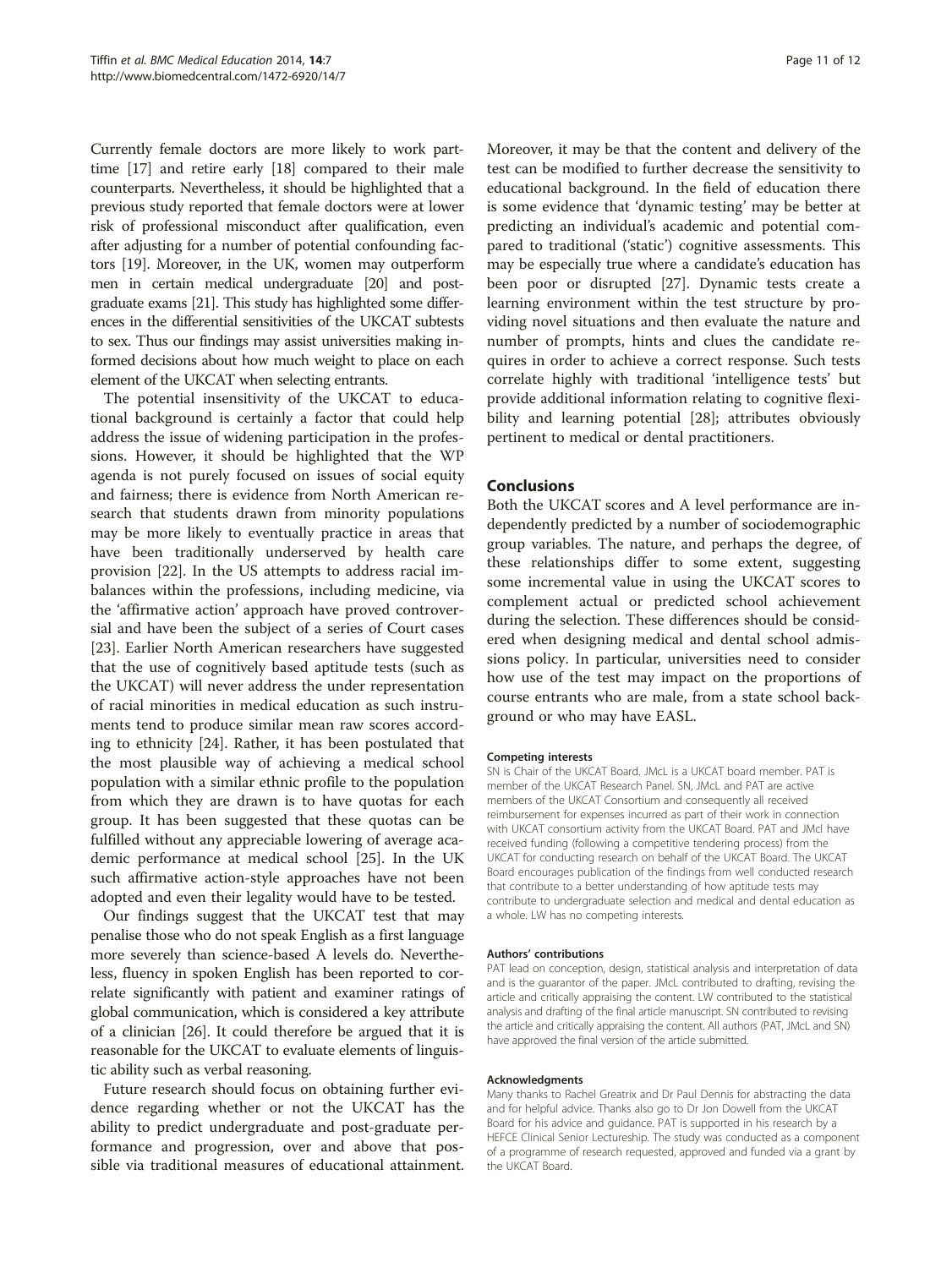Currently female doctors are more likely to work part-time [17] and retire early [18] compared to their male counterparts. Nevertheless, it should be highlighted that a previous study reported that female doctors were at lower risk of professional misconduct after qualification, even after adjusting for a number of potential confounding factors [19]. Moreover, in the UK, women may outperform men in certain medical undergraduate [20] and post-graduate exams [21]. This study has highlighted some differences in the differential sensitivities of the UKCAT subtests to sex. Thus our findings may assist universities making informed decisions about how much weight to place on each element of the UKCAT when selecting entrants.

The potential insensitivity of the UKCAT to educational background is certainly a factor that could help address the issue of widening participation in the professions. However, it should be highlighted that the WP agenda is not purely focused on issues of social equity and fairness; there is evidence from North American research that students drawn from minority populations may be more likely to eventually practice in areas that have been traditionally underserved by health care provision [22]. In the US attempts to address racial imbalances within the professions, including medicine, via the 'affirmative action' approach have proved controversial and have been the subject of a series of Court cases [23]. Earlier North American researchers have suggested that the use of cognitively based aptitude tests (such as the UKCAT) will never address the under representation of racial minorities in medical education as such instruments tend to produce similar mean raw scores according to ethnicity [24]. Rather, it has been postulated that the most plausible way of achieving a medical school population with a similar ethnic profile to the population from which they are drawn is to have quotas for each group. It has been suggested that these quotas can be fulfilled without any appreciable lowering of average academic performance at medical school [25]. In the UK such affirmative action-style approaches have not been adopted and even their legality would have to be tested.

Our findings suggest that the UKCAT test that may penalise those who do not speak English as a first language more severely than science-based A levels do. Nevertheless, fluency in spoken English has been reported to correlate significantly with patient and examiner ratings of global communication, which is considered a key attribute of a clinician [26]. It could therefore be argued that it is reasonable for the UKCAT to evaluate elements of linguistic ability such as verbal reasoning.

Future research should focus on obtaining further evidence regarding whether or not the UKCAT has the ability to predict undergraduate and post-graduate performance and progression, over and above that possible via traditional measures of educational attainment. Moreover, it may be that the content and delivery of the test can be modified to further decrease the sensitivity to educational background. In the field of education there is some evidence that 'dynamic testing' may be better at predicting an individual's academic and potential compared to traditional ('static') cognitive assessments. This may be especially true where a candidate's education has been poor or disrupted [27]. Dynamic tests create a learning environment within the test structure by providing novel situations and then evaluate the nature and number of prompts, hints and clues the candidate requires in order to achieve a correct response. Such tests correlate highly with traditional 'intelligence tests' but provide additional information relating to cognitive flexibility and learning potential [28]; attributes obviously pertinent to medical or dental practitioners.

## Conclusions

Both the UKCAT scores and A level performance are independently predicted by a number of sociodemographic group variables. The nature, and perhaps the degree, of these relationships differ to some extent, suggesting some incremental value in using the UKCAT scores to complement actual or predicted school achievement during the selection. These differences should be considered when designing medical and dental school admissions policy. In particular, universities need to consider how use of the test may impact on the proportions of course entrants who are male, from a state school background or who may have EASL.

#### Competing interests

SN is Chair of the UKCAT Board. JMcL is a UKCAT board member. PAT is member of the UKCAT Research Panel. SN, JMcL and PAT are active members of the UKCAT Consortium and consequently all received reimbursement for expenses incurred as part of their work in connection with UKCAT consortium activity from the UKCAT Board. PAT and JMcl have received funding (following a competitive tendering process) from the UKCAT for conducting research on behalf of the UKCAT Board. The UKCAT Board encourages publication of the findings from well conducted research that contribute to a better understanding of how aptitude tests may contribute to undergraduate selection and medical and dental education as a whole. LW has no competing interests.

#### Authors' contributions

PAT lead on conception, design, statistical analysis and interpretation of data and is the guarantor of the paper. JMcL contributed to drafting, revising the article and critically appraising the content. LW contributed to the statistical analysis and drafting of the final article manuscript. SN contributed to revising the article and critically appraising the content. All authors (PAT, JMcL and SN) have approved the final version of the article submitted.

#### Acknowledgments

Many thanks to Rachel Greatrix and Dr Paul Dennis for abstracting the data and for helpful advice. Thanks also go to Dr Jon Dowell from the UKCAT Board for his advice and guidance. PAT is supported in his research by a HEFCE Clinical Senior Lectureship. The study was conducted as a component of a programme of research requested, approved and funded via a grant by the UKCAT Board.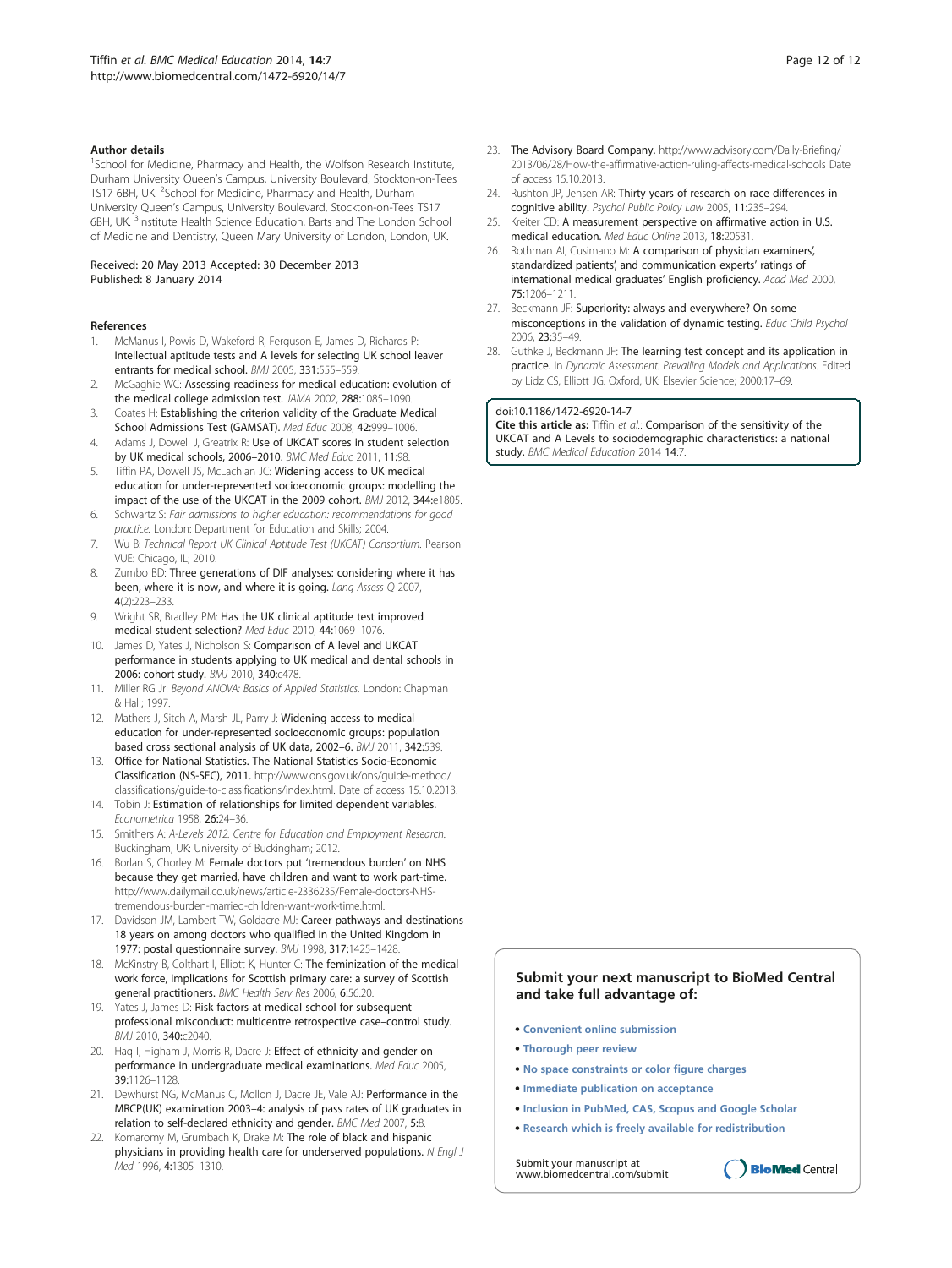### Author details

[1]School for Medicine, Pharmacy and Health, the Wolfson Research Institute, Durham University Queen's Campus, University Boulevard, Stockton-on-Tees TS17 6BH, UK. [2]School for Medicine, Pharmacy and Health, Durham University Queen's Campus, University Boulevard, Stockton-on-Tees TS17 6BH, UK. [3]Institute Health Science Education, Barts and The London School of Medicine and Dentistry, Queen Mary University of London, London, UK.

Received: 20 May 2013 Accepted: 30 December 2013
Published: 8 January 2014

### References

1. McManus I, Powis D, Wakeford R, Ferguson E, James D, Richards P: **Intellectual aptitude tests and A levels for selecting UK school leaver entrants for medical school.** *BMJ* 2005, **331:**555–559.
2. McGaghie WC: **Assessing readiness for medical education: evolution of the medical college admission test.** *JAMA* 2002, **288:**1085–1090.
3. Coates H: **Establishing the criterion validity of the Graduate Medical School Admissions Test (GAMSAT).** *Med Educ* 2008, **42:**999–1006.
4. Adams J, Dowell J, Greatrix R: **Use of UKCAT scores in student selection by UK medical schools, 2006–2010.** *BMC Med Educ* 2011, **11:**98.
5. Tiffin PA, Dowell JS, McLachlan JC: **Widening access to UK medical education for under-represented socioeconomic groups: modelling the impact of the use of the UKCAT in the 2009 cohort.** *BMJ* 2012, **344:**e1805.
6. Schwartz S: *Fair admissions to higher education: recommendations for good practice.* London: Department for Education and Skills; 2004.
7. Wu B: *Technical Report UK Clinical Aptitude Test (UKCAT) Consortium.* Pearson VUE: Chicago, IL; 2010.
8. Zumbo BD: **Three generations of DIF analyses: considering where it has been, where it is now, and where it is going.** *Lang Assess Q* 2007, **4**(2):223–233.
9. Wright SR, Bradley PM: **Has the UK clinical aptitude test improved medical student selection?** *Med Educ* 2010, **44:**1069–1076.
10. James D, Yates J, Nicholson S: **Comparison of A level and UKCAT performance in students applying to UK medical and dental schools in 2006: cohort study.** *BMJ* 2010, **340:**c478.
11. Miller RG Jr: *Beyond ANOVA: Basics of Applied Statistics.* London: Chapman & Hall; 1997.
12. Mathers J, Sitch A, Marsh JL, Parry J: **Widening access to medical education for under-represented socioeconomic groups: population based cross sectional analysis of UK data, 2002–6.** *BMJ* 2011, **342:**539.
13. Office for National Statistics. **The National Statistics Socio-Economic Classification (NS-SEC), 2011.** http://www.ons.gov.uk/ons/guide-method/classifications/guide-to-classifications/index.html. Date of access 15.10.2013.
14. Tobin J: **Estimation of relationships for limited dependent variables.** *Econometrica* 1958, **26:**24–36.
15. Smithers A: *A-Levels 2012. Centre for Education and Employment Research.* Buckingham, UK: University of Buckingham; 2012.
16. Borlan S, Chorley M: **Female doctors put 'tremendous burden' on NHS because they get married, have children and want to work part-time.** http://www.dailymail.co.uk/news/article-2336235/Female-doctors-NHS-tremendous-burden-married-children-want-work-time.html.
17. Davidson JM, Lambert TW, Goldacre MJ: **Career pathways and destinations 18 years on among doctors who qualified in the United Kingdom in 1977: postal questionnaire survey.** *BMJ* 1998, **317:**1425–1428.
18. McKinstry B, Colthart I, Elliott K, Hunter C: **The feminization of the medical work force, implications for Scottish primary care: a survey of Scottish general practitioners.** *BMC Health Serv Res* 2006, **6:**56.20.
19. Yates J, James D: **Risk factors at medical school for subsequent professional misconduct: multicentre retrospective case–control study.** *BMJ* 2010, **340:**c2040.
20. Haq I, Higham J, Morris R, Dacre J: **Effect of ethnicity and gender on performance in undergraduate medical examinations.** *Med Educ* 2005, **39:**1126–1128.
21. Dewhurst NG, McManus C, Mollon J, Dacre JE, Vale AJ: **Performance in the MRCP(UK) examination 2003–4: analysis of pass rates of UK graduates in relation to self-declared ethnicity and gender.** *BMC Med* 2007, **5:**8.
22. Komaromy M, Grumbach K, Drake M: **The role of black and hispanic physicians in providing health care for underserved populations.** *N Engl J Med* 1996, **4:**1305–1310.
23. The Advisory Board Company. http://www.advisory.com/Daily-Briefing/2013/06/28/How-the-affirmative-action-ruling-affects-medical-schools Date of access 15.10.2013.
24. Rushton JP, Jensen AR: **Thirty years of research on race differences in cognitive ability.** *Psychol Public Policy Law* 2005, **11:**235–294.
25. Kreiter CD: **A measurement perspective on affirmative action in U.S. medical education.** *Med Educ Online* 2013, **18:**20531.
26. Rothman AI, Cusimano M: **A comparison of physician examiners', standardized patients', and communication experts' ratings of international medical graduates' English proficiency.** *Acad Med* 2000, **75:**1206–1211.
27. Beckmann JF: **Superiority: always and everywhere? On some misconceptions in the validation of dynamic testing.** *Educ Child Psychol* 2006, **23:**35–49.
28. Guthke J, Beckmann JF: **The learning test concept and its application in practice.** In *Dynamic Assessment: Prevailing Models and Applications.* Edited by Lidz CS, Elliott JG. Oxford, UK: Elsevier Science; 2000:17–69.

doi:10.1186/1472-6920-14-7
**Cite this article as:** Tiffin *et al.*: Comparison of the sensitivity of the UKCAT and A Levels to sociodemographic characteristics: a national study. *BMC Medical Education* 2014 **14**:7.

**Submit your next manuscript to BioMed Central and take full advantage of:**

- **Convenient online submission**
- **Thorough peer review**
- **No space constraints or color figure charges**
- **Immediate publication on acceptance**
- **Inclusion in PubMed, CAS, Scopus and Google Scholar**
- **Research which is freely available for redistribution**

Submit your manuscript at
www.biomedcentral.com/submit